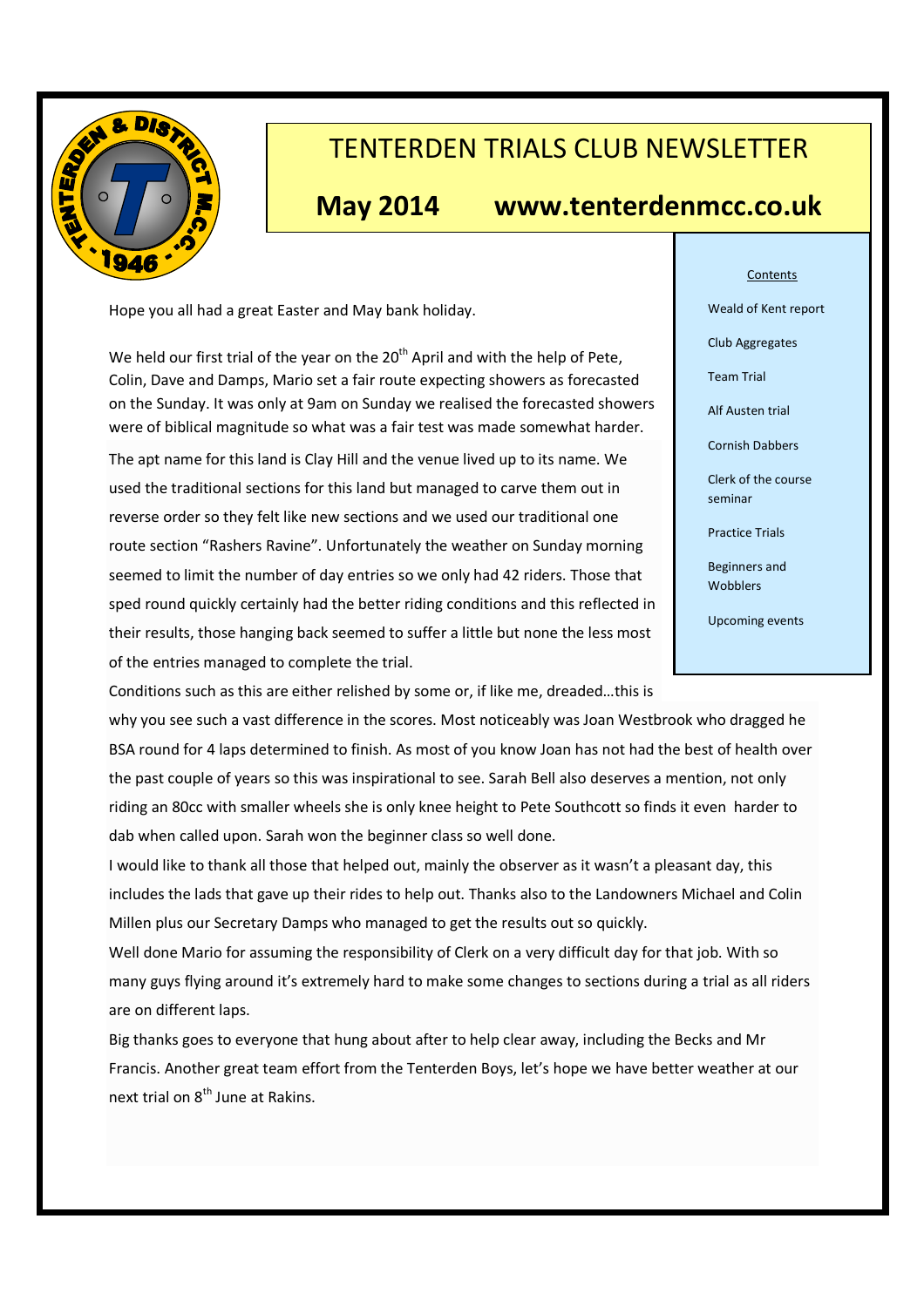# TENTERDEN TRIALS CLUB NEWSLETTER

**May 2014 www.tenterdenmcc.co.uk**

Contents

- Weald of Kent report
- Club Aggregates
- Team Trial
- Alf Austen trial
- Cornish Dabbers
- Clerk of the course seminar
- Practice Trials
- Beginners and Wobblers
- Upcoming events

Hope you all had a great Easter and May bank holiday.

We held our first trial of the year on the 20th April and with the help of Pete, Colin, Dave and Damps, Mario set a fair route expecting showers as forecasted on the Sunday. It was only at 9am on Sunday we realised the forecasted showers were of biblical magnitude so what was a fair test was made somewhat harder.

The apt name for this land is Clay Hill and the venue lived up to its name. We used the traditional sections for this land but managed to carve them out in reverse order so they felt like new sections and we used our traditional one route section "Rashers Ravine". Unfortunately the weather on Sunday morning seemed to limit the number of day entries so we only had 42 riders. Those that sped round quickly certainly had the better riding conditions and this reflected in their results, those hanging back seemed to suffer a little but none the less most of the entries managed to complete the trial.

Conditions such as this are either relished by some or, if like me, dreaded…this is why you see such a vast difference in the scores. Most noticeably was Joan Westbrook who dragged he BSA round for 4 laps determined to finish. As most of you know Joan has not had the best of health over the past couple of years so this was inspirational to see. Sarah Bell also deserves a mention, not only riding an 80cc with smaller wheels she is only knee height to Pete Southcott so finds it even harder to dab when called upon. Sarah won the beginner class so well done.

I would like to thank all those that helped out, mainly the observer as it wasn't a pleasant day, this includes the lads that gave up their rides to help out. Thanks also to the Landowners Michael and Colin Millen plus our Secretary Damps who managed to get the results out so quickly.

Well done Mario for assuming the responsibility of Clerk on a very difficult day for that job. With so many guys flying around it's extremely hard to make some changes to sections during a trial as all riders are on different laps.

Big thanks goes to everyone that hung about after to help clear away, including the Becks and Mr Francis. Another great team effort from the Tenterden Boys, let's hope we have better weather at our next trial on 8th June at Rakins.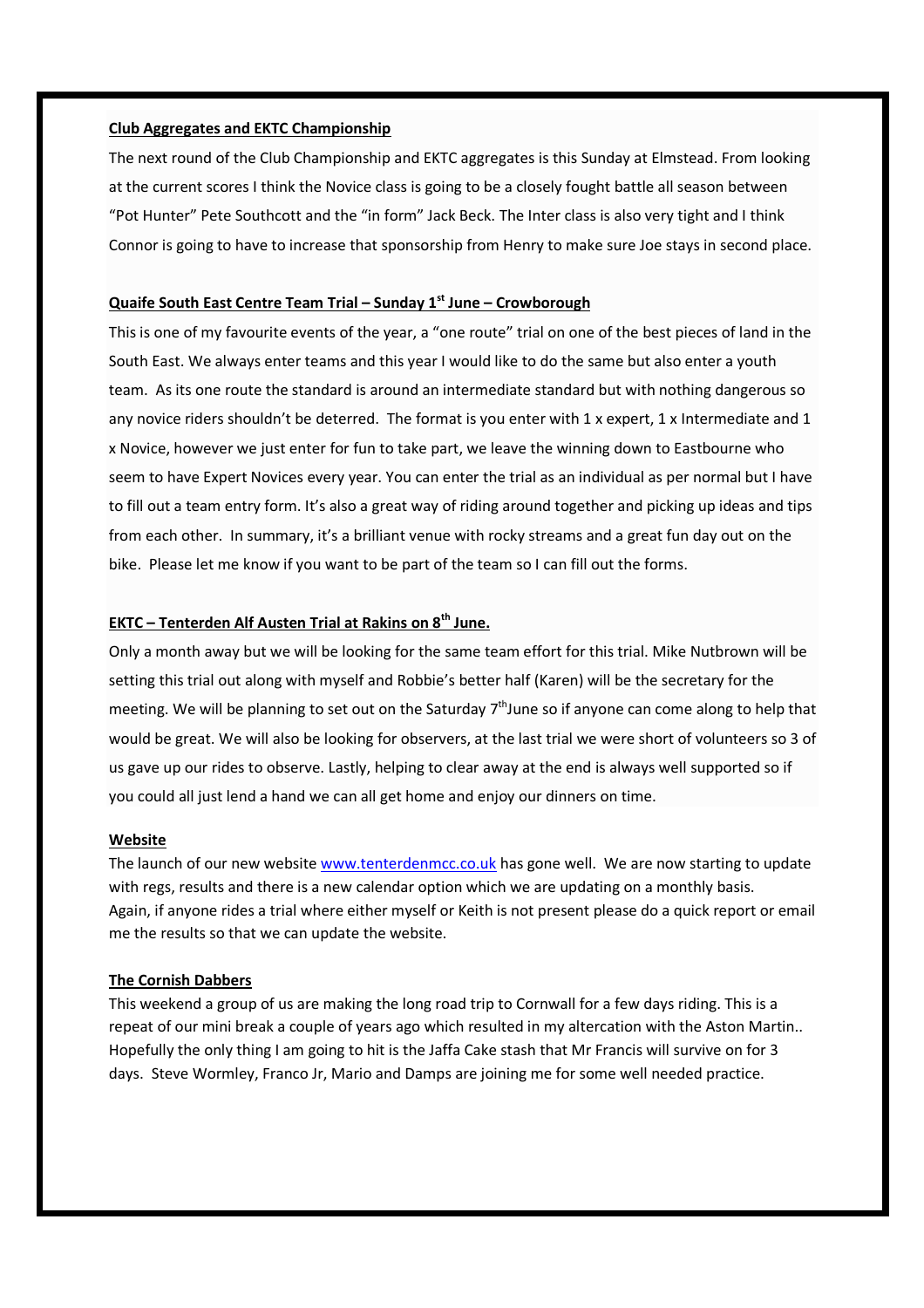**Club Aggregates and EKTC Championship**

The next round of the Club Championship and EKTC aggregates is this Sunday at Elmstead. From looking at the current scores I think the Novice class is going to be a closely fought battle all season between "Pot Hunter" Pete Southcott and the "in form" Jack Beck. The Inter class is also very tight and I think Connor is going to have to increase that sponsorship from Henry to make sure Joe stays in second place.

**Quaife South East Centre Team Trial – Sunday 1st June – Crowborough**

This is one of my favourite events of the year, a "one route" trial on one of the best pieces of land in the South East. We always enter teams and this year I would like to do the same but also enter a youth team. As its one route the standard is around an intermediate standard but with nothing dangerous so any novice riders shouldn't be deterred. The format is you enter with 1 x expert, 1 x Intermediate and 1 x Novice, however we just enter for fun to take part, we leave the winning down to Eastbourne who seem to have Expert Novices every year. You can enter the trial as an individual as per normal but I have to fill out a team entry form. It's also a great way of riding around together and picking up ideas and tips from each other. In summary, it's a brilliant venue with rocky streams and a great fun day out on the bike. Please let me know if you want to be part of the team so I can fill out the forms.

**EKTC – Tenterden Alf Austen Trial at Rakins on 8th June.**

Only a month away but we will be looking for the same team effort for this trial. Mike Nutbrown will be setting this trial out along with myself and Robbie's better half (Karen) will be the secretary for the meeting. We will be planning to set out on the Saturday 7th June so if anyone can come along to help that would be great. We will also be looking for observers, at the last trial we were short of volunteers so 3 of us gave up our rides to observe. Lastly, helping to clear away at the end is always well supported so if you could all just lend a hand we can all get home and enjoy our dinners on time.

**Website**

The launch of our new website www.tenterdenmcc.co.uk has gone well. We are now starting to update with regs, results and there is a new calendar option which we are updating on a monthly basis. Again, if anyone rides a trial where either myself or Keith is not present please do a quick report or email me the results so that we can update the website.

**The Cornish Dabbers**

This weekend a group of us are making the long road trip to Cornwall for a few days riding. This is a repeat of our mini break a couple of years ago which resulted in my altercation with the Aston Martin.. Hopefully the only thing I am going to hit is the Jaffa Cake stash that Mr Francis will survive on for 3 days. Steve Wormley, Franco Jr, Mario and Damps are joining me for some well needed practice.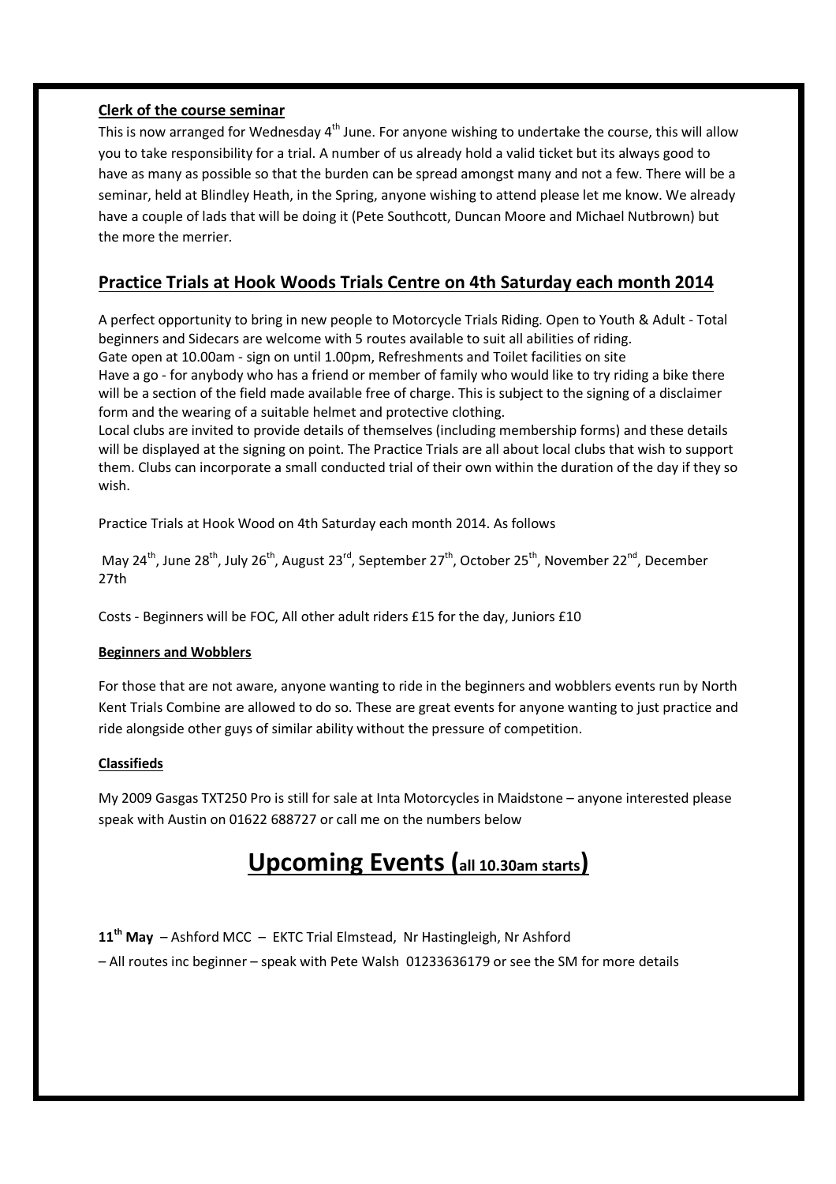### Clerk of the course seminar

This is now arranged for Wednesday 4th June. For anyone wishing to undertake the course, this will allow you to take responsibility for a trial. A number of us already hold a valid ticket but its always good to have as many as possible so that the burden can be spread amongst many and not a few. There will be a seminar, held at Blindley Heath, in the Spring, anyone wishing to attend please let me know. We already have a couple of lads that will be doing it (Pete Southcott, Duncan Moore and Michael Nutbrown) but the more the merrier.

## Practice Trials at Hook Woods Trials Centre on 4th Saturday each month 2014

A perfect opportunity to bring in new people to Motorcycle Trials Riding. Open to Youth & Adult - Total beginners and Sidecars are welcome with 5 routes available to suit all abilities of riding.
Gate open at 10.00am - sign on until 1.00pm, Refreshments and Toilet facilities on site
Have a go - for anybody who has a friend or member of family who would like to try riding a bike there will be a section of the field made available free of charge. This is subject to the signing of a disclaimer form and the wearing of a suitable helmet and protective clothing.
Local clubs are invited to provide details of themselves (including membership forms) and these details will be displayed at the signing on point. The Practice Trials are all about local clubs that wish to support them. Clubs can incorporate a small conducted trial of their own within the duration of the day if they so wish.

Practice Trials at Hook Wood on 4th Saturday each month 2014. As follows

May 24th, June 28th, July 26th, August 23rd, September 27th, October 25th, November 22nd, December 27th

Costs - Beginners will be FOC, All other adult riders £15 for the day, Juniors £10

### Beginners and Wobblers

For those that are not aware, anyone wanting to ride in the beginners and wobblers events run by North Kent Trials Combine are allowed to do so. These are great events for anyone wanting to just practice and ride alongside other guys of similar ability without the pressure of competition.

### Classifieds

My 2009 Gasgas TXT250 Pro is still for sale at Inta Motorcycles in Maidstone – anyone interested please speak with Austin on 01622 688727 or call me on the numbers below

# Upcoming Events (all 10.30am starts)

**11th May** – Ashford MCC – EKTC Trial Elmstead, Nr Hastingleigh, Nr Ashford
– All routes inc beginner – speak with Pete Walsh 01233636179 or see the SM for more details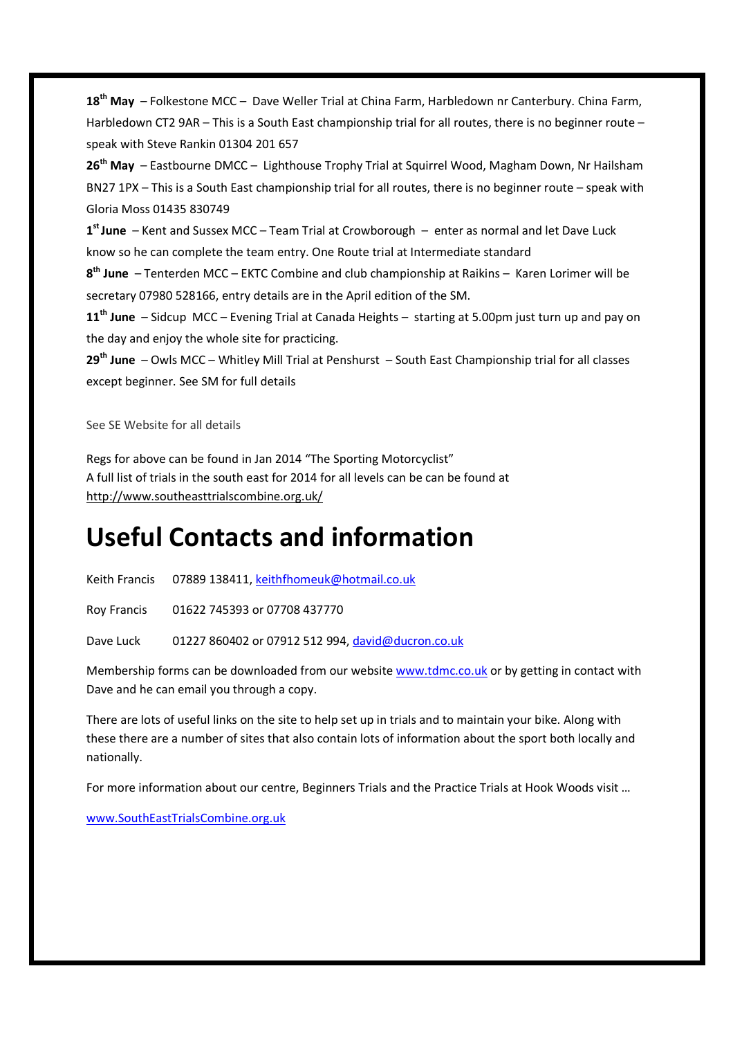**18th May** – Folkestone MCC – Dave Weller Trial at China Farm, Harbledown nr Canterbury. China Farm, Harbledown CT2 9AR – This is a South East championship trial for all routes, there is no beginner route – speak with Steve Rankin 01304 201 657

**26th May** – Eastbourne DMCC – Lighthouse Trophy Trial at Squirrel Wood, Magham Down, Nr Hailsham BN27 1PX – This is a South East championship trial for all routes, there is no beginner route – speak with Gloria Moss 01435 830749

**1st June** – Kent and Sussex MCC – Team Trial at Crowborough – enter as normal and let Dave Luck know so he can complete the team entry. One Route trial at Intermediate standard

**8th June** – Tenterden MCC – EKTC Combine and club championship at Raikins – Karen Lorimer will be secretary 07980 528166, entry details are in the April edition of the SM.

**11th June** – Sidcup MCC – Evening Trial at Canada Heights – starting at 5.00pm just turn up and pay on the day and enjoy the whole site for practicing.

**29th June** – Owls MCC – Whitley Mill Trial at Penshurst – South East Championship trial for all classes except beginner. See SM for full details

See SE Website for all details

Regs for above can be found in Jan 2014 "The Sporting Motorcyclist"
A full list of trials in the south east for 2014 for all levels can be can be found at
http://www.southeasttrialscombine.org.uk/

# Useful Contacts and information

Keith Francis 07889 138411, keithfhomeuk@hotmail.co.uk

Roy Francis 01622 745393 or 07708 437770

Dave Luck 01227 860402 or 07912 512 994, david@ducron.co.uk

Membership forms can be downloaded from our website www.tdmc.co.uk or by getting in contact with Dave and he can email you through a copy.

There are lots of useful links on the site to help set up in trials and to maintain your bike. Along with these there are a number of sites that also contain lots of information about the sport both locally and nationally.

For more information about our centre, Beginners Trials and the Practice Trials at Hook Woods visit …

www.SouthEastTrialsCombine.org.uk